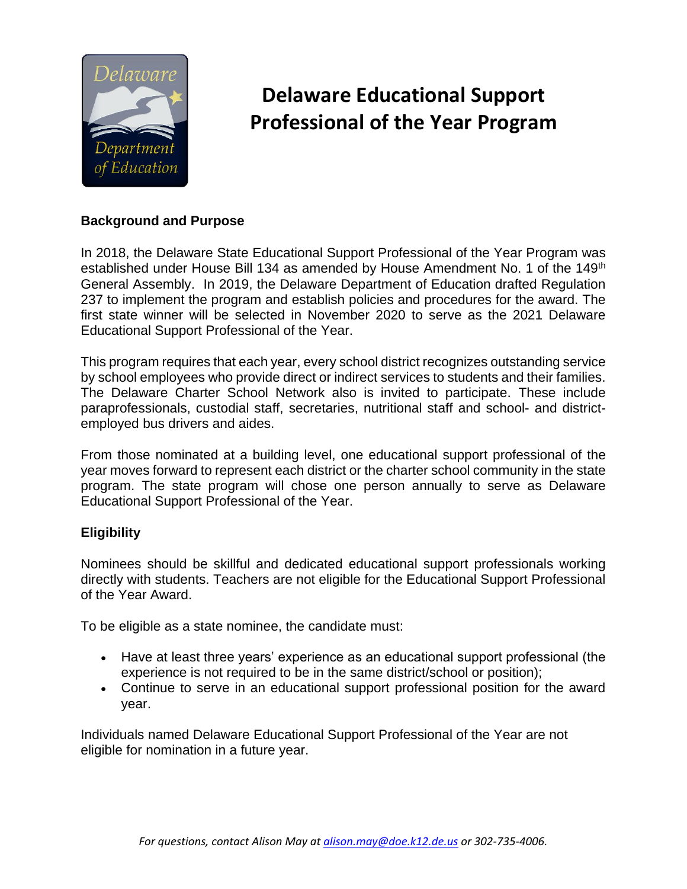# Delaware Educational Support Professional of the Year Program

## Background and Purpose

In 2018, the Delaware State Educational Support Professional of the Year Program was established under House Bill 134 as amended by House Amendment No. 1 of the 149th General Assembly. In 2019, the Delaware Department of Education drafted Regulation 237 to implement the program and establish policies and procedures for the award. The first state winner will be selected in November 2020 to serve as the 2021 Delaware Educational Support Professional of the Year.

This program requires that each year, every school district recognizes outstanding service by school employees who provide direct or indirect services to students and their families. The Delaware Charter School Network also is invited to participate. These include paraprofessionals, custodial staff, secretaries, nutritional staff and school- and district-employed bus drivers and aides.

From those nominated at a building level, one educational support professional of the year moves forward to represent each district or the charter school community in the state program. The state program will chose one person annually to serve as Delaware Educational Support Professional of the Year.

## Eligibility

Nominees should be skillful and dedicated educational support professionals working directly with students. Teachers are not eligible for the Educational Support Professional of the Year Award.

To be eligible as a state nominee, the candidate must:

- Have at least three years' experience as an educational support professional (the experience is not required to be in the same district/school or position);
- Continue to serve in an educational support professional position for the award year.

Individuals named Delaware Educational Support Professional of the Year are not eligible for nomination in a future year.

*For questions, contact Alison May at alison.may@doe.k12.de.us or 302-735-4006.*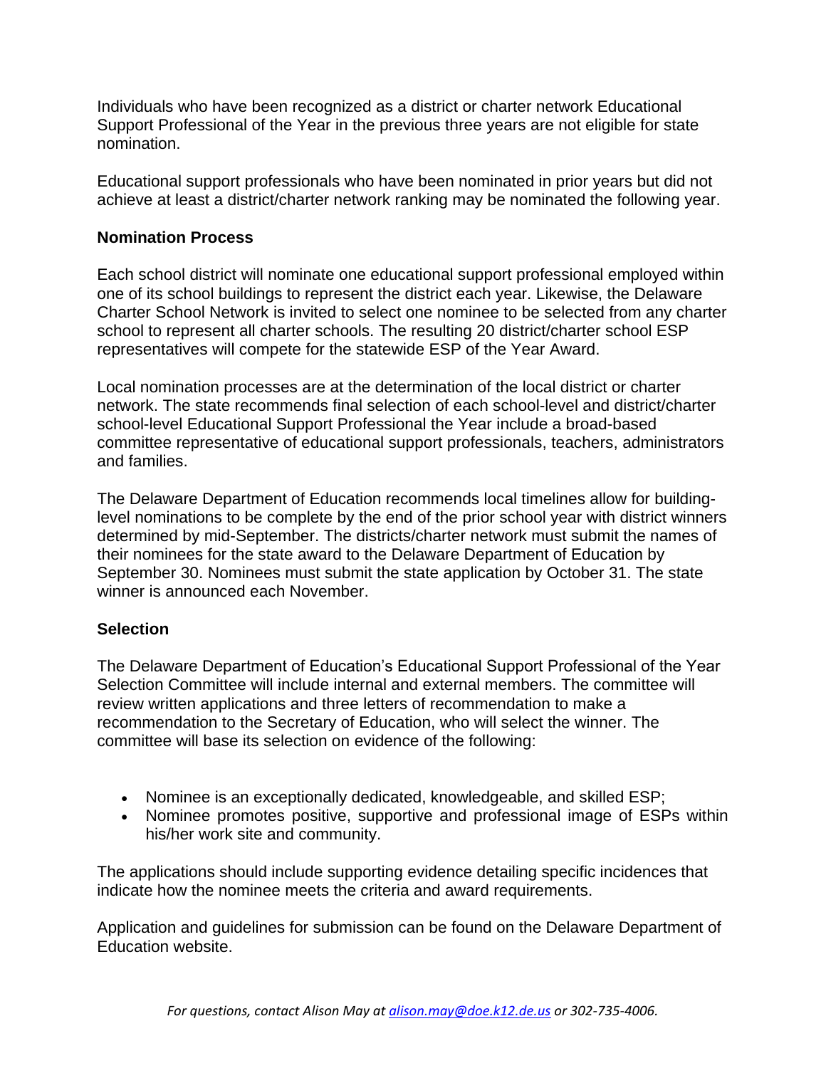Individuals who have been recognized as a district or charter network Educational Support Professional of the Year in the previous three years are not eligible for state nomination.

Educational support professionals who have been nominated in prior years but did not achieve at least a district/charter network ranking may be nominated the following year.

**Nomination Process**

Each school district will nominate one educational support professional employed within one of its school buildings to represent the district each year. Likewise, the Delaware Charter School Network is invited to select one nominee to be selected from any charter school to represent all charter schools. The resulting 20 district/charter school ESP representatives will compete for the statewide ESP of the Year Award.

Local nomination processes are at the determination of the local district or charter network. The state recommends final selection of each school-level and district/charter school-level Educational Support Professional the Year include a broad-based committee representative of educational support professionals, teachers, administrators and families.

The Delaware Department of Education recommends local timelines allow for building-level nominations to be complete by the end of the prior school year with district winners determined by mid-September. The districts/charter network must submit the names of their nominees for the state award to the Delaware Department of Education by September 30. Nominees must submit the state application by October 31. The state winner is announced each November.

**Selection**

The Delaware Department of Education's Educational Support Professional of the Year Selection Committee will include internal and external members. The committee will review written applications and three letters of recommendation to make a recommendation to the Secretary of Education, who will select the winner. The committee will base its selection on evidence of the following:

- Nominee is an exceptionally dedicated, knowledgeable, and skilled ESP;
- Nominee promotes positive, supportive and professional image of ESPs within his/her work site and community.

The applications should include supporting evidence detailing specific incidences that indicate how the nominee meets the criteria and award requirements.

Application and guidelines for submission can be found on the Delaware Department of Education website.

*For questions, contact Alison May at [alison.may@doe.k12.de.us](mailto:alison.may@doe.k12.de.us) or 302-735-4006.*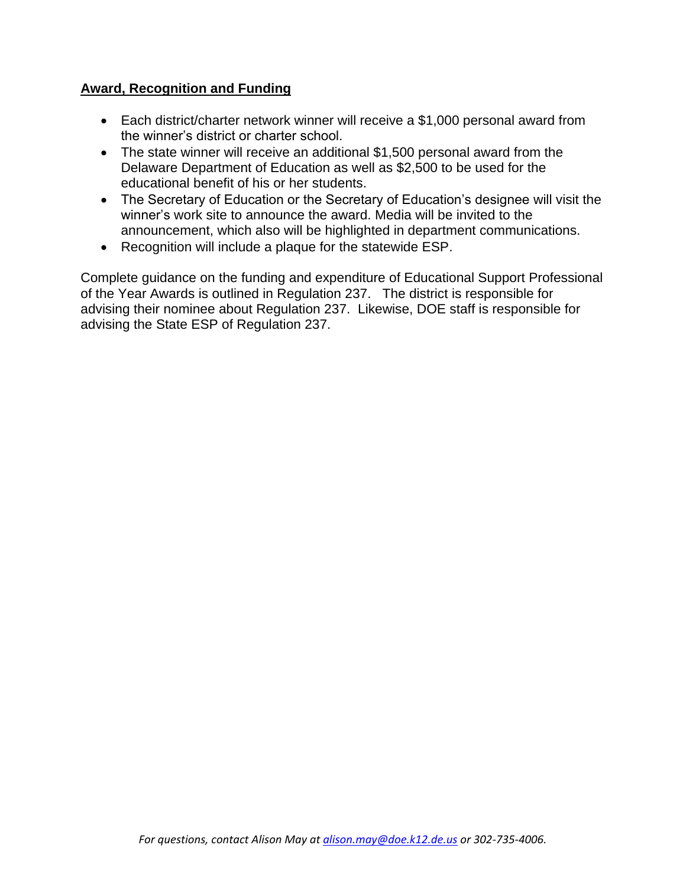**Award, Recognition and Funding**

- Each district/charter network winner will receive a $1,000 personal award from the winner's district or charter school.
- The state winner will receive an additional $1,500 personal award from the Delaware Department of Education as well as $2,500 to be used for the educational benefit of his or her students.
- The Secretary of Education or the Secretary of Education's designee will visit the winner's work site to announce the award. Media will be invited to the announcement, which also will be highlighted in department communications.
- Recognition will include a plaque for the statewide ESP.

Complete guidance on the funding and expenditure of Educational Support Professional of the Year Awards is outlined in Regulation 237. The district is responsible for advising their nominee about Regulation 237. Likewise, DOE staff is responsible for advising the State ESP of Regulation 237.

*For questions, contact Alison May at [alison.may@doe.k12.de.us](mailto:alison.may@doe.k12.de.us) or 302-735-4006.*